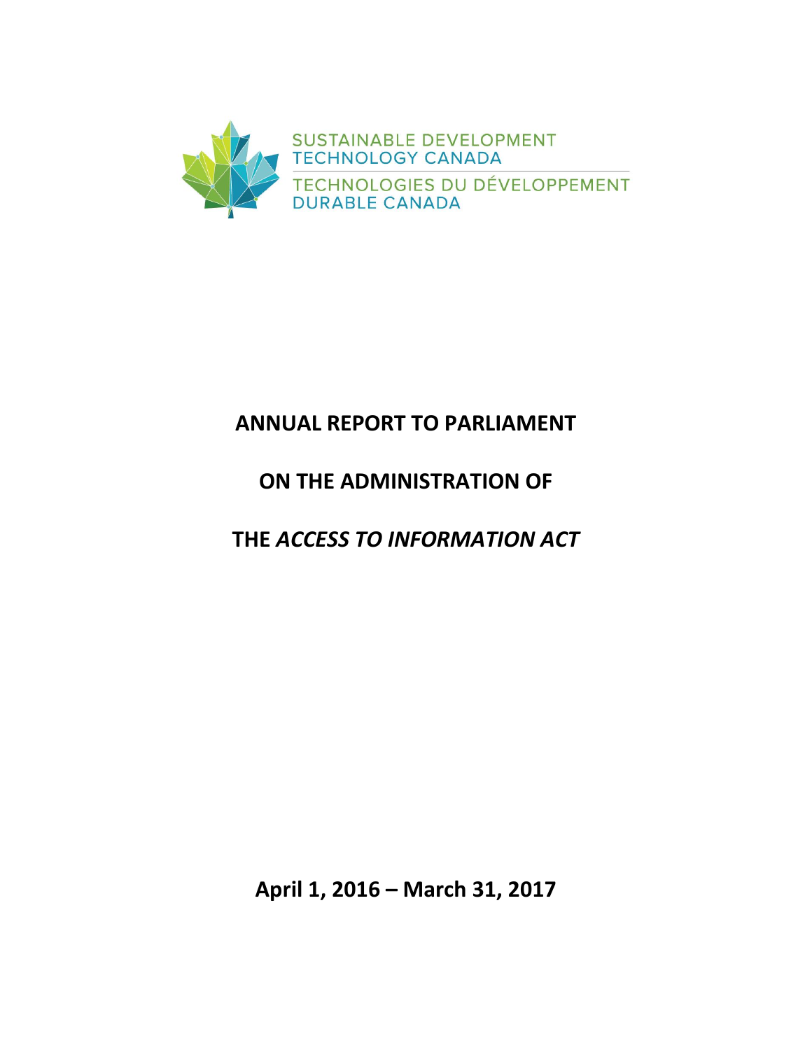SUSTAINABLE DEVELOPMENT TECHNOLOGY CANADA

TECHNOLOGIES DU DÉVELOPPEMENT DURABLE CANADA

# ANNUAL REPORT TO PARLIAMENT

# ON THE ADMINISTRATION OF

# THE *ACCESS TO INFORMATION ACT*

**April 1, 2016 – March 31, 2017**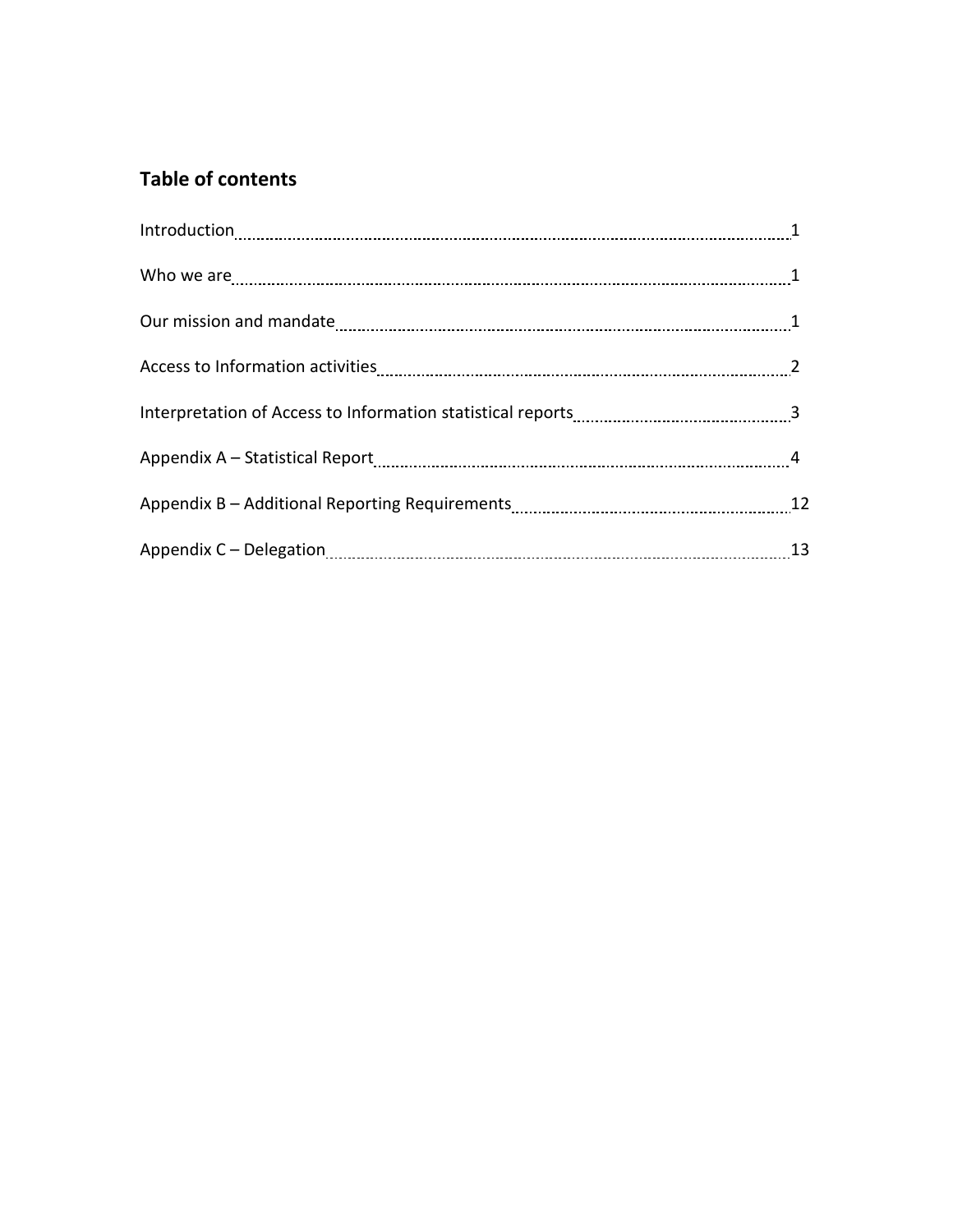## Table of contents

| | |
|---|---|
| Introduction | 1 |
| Who we are | 1 |
| Our mission and mandate | 1 |
| Access to Information activities | 2 |
| Interpretation of Access to Information statistical reports | 3 |
| Appendix A – Statistical Report | 4 |
| Appendix B – Additional Reporting Requirements | 12 |
| Appendix C – Delegation | 13 |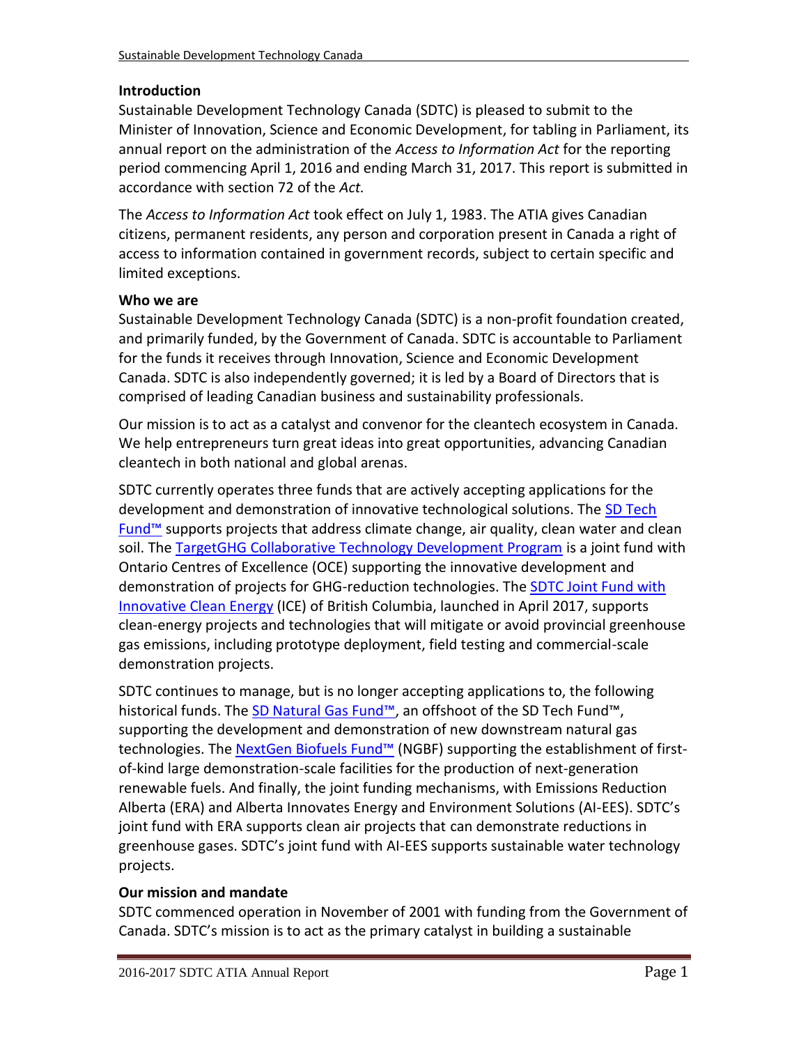## Introduction

Sustainable Development Technology Canada (SDTC) is pleased to submit to the Minister of Innovation, Science and Economic Development, for tabling in Parliament, its annual report on the administration of the *Access to Information Act* for the reporting period commencing April 1, 2016 and ending March 31, 2017. This report is submitted in accordance with section 72 of the *Act.*

The *Access to Information Act* took effect on July 1, 1983. The ATIA gives Canadian citizens, permanent residents, any person and corporation present in Canada a right of access to information contained in government records, subject to certain specific and limited exceptions.

## Who we are

Sustainable Development Technology Canada (SDTC) is a non-profit foundation created, and primarily funded, by the Government of Canada. SDTC is accountable to Parliament for the funds it receives through Innovation, Science and Economic Development Canada. SDTC is also independently governed; it is led by a Board of Directors that is comprised of leading Canadian business and sustainability professionals.

Our mission is to act as a catalyst and convenor for the cleantech ecosystem in Canada. We help entrepreneurs turn great ideas into great opportunities, advancing Canadian cleantech in both national and global arenas.

SDTC currently operates three funds that are actively accepting applications for the development and demonstration of innovative technological solutions. The SD Tech Fund™ supports projects that address climate change, air quality, clean water and clean soil. The TargetGHG Collaborative Technology Development Program is a joint fund with Ontario Centres of Excellence (OCE) supporting the innovative development and demonstration of projects for GHG-reduction technologies. The SDTC Joint Fund with Innovative Clean Energy (ICE) of British Columbia, launched in April 2017, supports clean-energy projects and technologies that will mitigate or avoid provincial greenhouse gas emissions, including prototype deployment, field testing and commercial-scale demonstration projects.

SDTC continues to manage, but is no longer accepting applications to, the following historical funds. The SD Natural Gas Fund™, an offshoot of the SD Tech Fund™, supporting the development and demonstration of new downstream natural gas technologies. The NextGen Biofuels Fund™ (NGBF) supporting the establishment of first-of-kind large demonstration-scale facilities for the production of next-generation renewable fuels. And finally, the joint funding mechanisms, with Emissions Reduction Alberta (ERA) and Alberta Innovates Energy and Environment Solutions (AI-EES). SDTC's joint fund with ERA supports clean air projects that can demonstrate reductions in greenhouse gases. SDTC's joint fund with AI-EES supports sustainable water technology projects.

## Our mission and mandate

SDTC commenced operation in November of 2001 with funding from the Government of Canada. SDTC's mission is to act as the primary catalyst in building a sustainable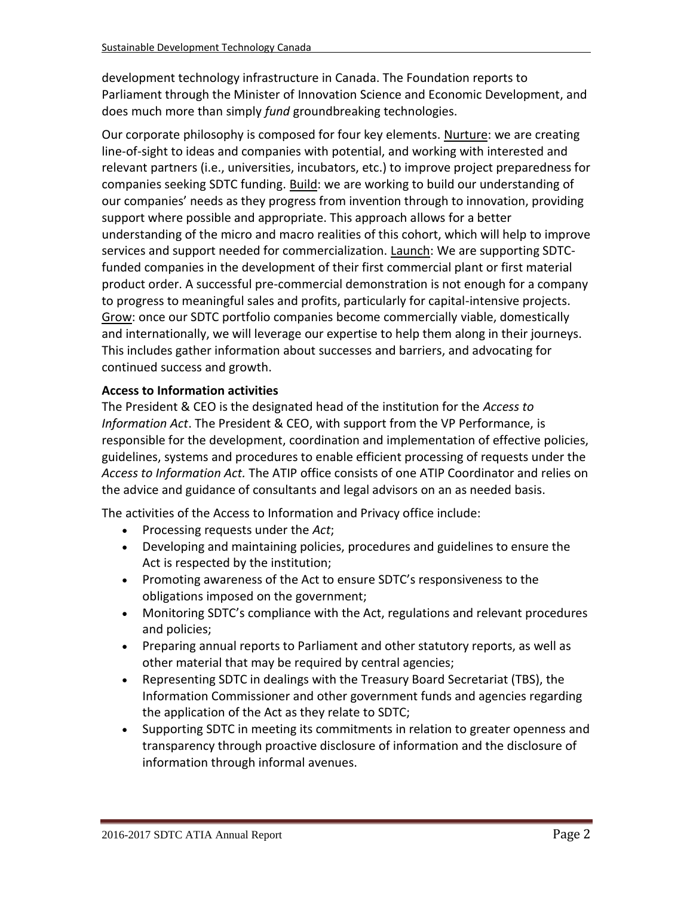development technology infrastructure in Canada. The Foundation reports to Parliament through the Minister of Innovation Science and Economic Development, and does much more than simply *fund* groundbreaking technologies.

Our corporate philosophy is composed for four key elements. Nurture: we are creating line-of-sight to ideas and companies with potential, and working with interested and relevant partners (i.e., universities, incubators, etc.) to improve project preparedness for companies seeking SDTC funding. Build: we are working to build our understanding of our companies' needs as they progress from invention through to innovation, providing support where possible and appropriate. This approach allows for a better understanding of the micro and macro realities of this cohort, which will help to improve services and support needed for commercialization. Launch: We are supporting SDTC-funded companies in the development of their first commercial plant or first material product order. A successful pre-commercial demonstration is not enough for a company to progress to meaningful sales and profits, particularly for capital-intensive projects. Grow: once our SDTC portfolio companies become commercially viable, domestically and internationally, we will leverage our expertise to help them along in their journeys. This includes gather information about successes and barriers, and advocating for continued success and growth.

**Access to Information activities**

The President & CEO is the designated head of the institution for the *Access to Information Act*. The President & CEO, with support from the VP Performance, is responsible for the development, coordination and implementation of effective policies, guidelines, systems and procedures to enable efficient processing of requests under the *Access to Information Act.* The ATIP office consists of one ATIP Coordinator and relies on the advice and guidance of consultants and legal advisors on an as needed basis.

The activities of the Access to Information and Privacy office include:

- Processing requests under the *Act*;
- Developing and maintaining policies, procedures and guidelines to ensure the Act is respected by the institution;
- Promoting awareness of the Act to ensure SDTC's responsiveness to the obligations imposed on the government;
- Monitoring SDTC's compliance with the Act, regulations and relevant procedures and policies;
- Preparing annual reports to Parliament and other statutory reports, as well as other material that may be required by central agencies;
- Representing SDTC in dealings with the Treasury Board Secretariat (TBS), the Information Commissioner and other government funds and agencies regarding the application of the Act as they relate to SDTC;
- Supporting SDTC in meeting its commitments in relation to greater openness and transparency through proactive disclosure of information and the disclosure of information through informal avenues.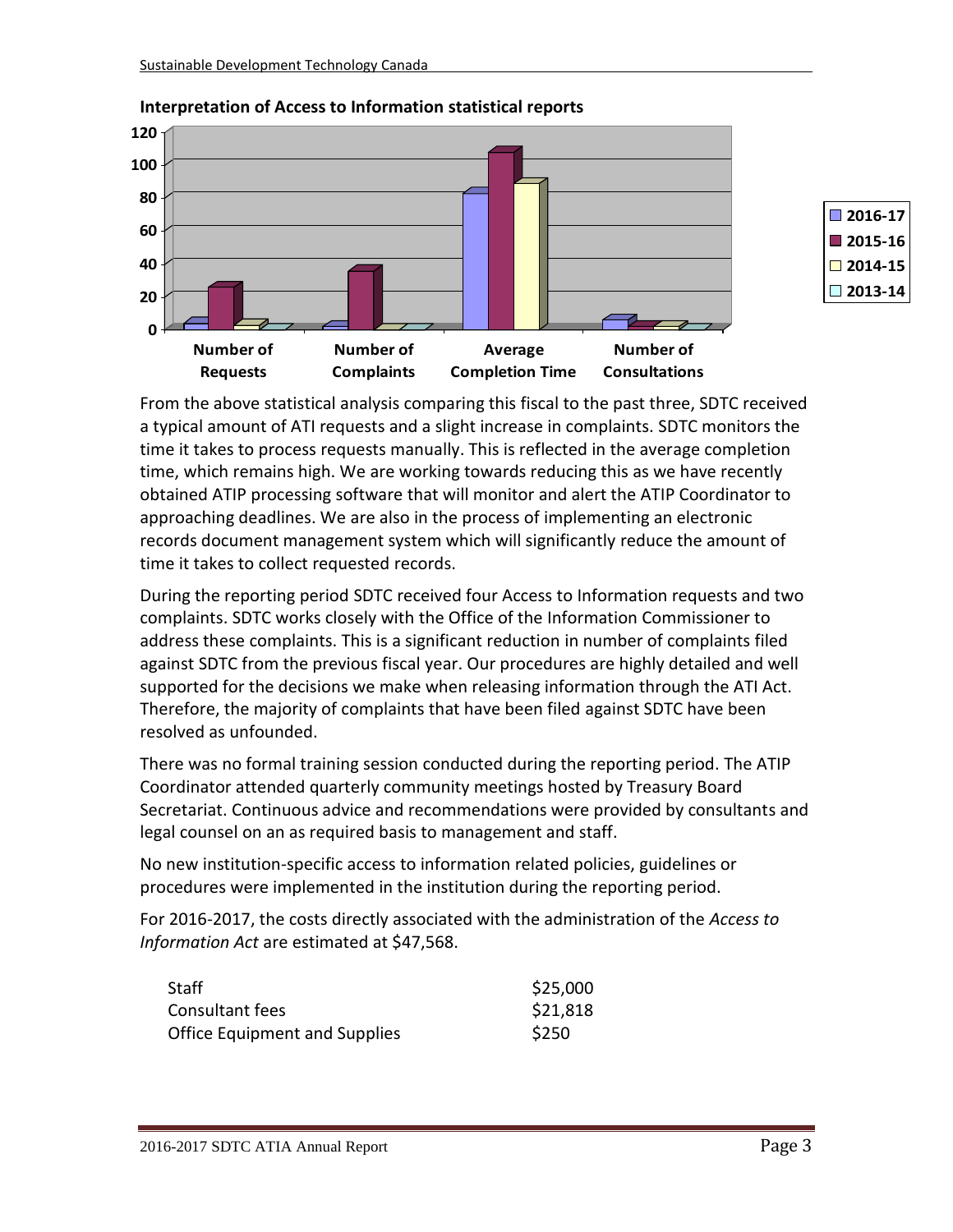**Interpretation of Access to Information statistical reports**

From the above statistical analysis comparing this fiscal to the past three, SDTC received a typical amount of ATI requests and a slight increase in complaints. SDTC monitors the time it takes to process requests manually. This is reflected in the average completion time, which remains high. We are working towards reducing this as we have recently obtained ATIP processing software that will monitor and alert the ATIP Coordinator to approaching deadlines. We are also in the process of implementing an electronic records document management system which will significantly reduce the amount of time it takes to collect requested records.

During the reporting period SDTC received four Access to Information requests and two complaints. SDTC works closely with the Office of the Information Commissioner to address these complaints. This is a significant reduction in number of complaints filed against SDTC from the previous fiscal year. Our procedures are highly detailed and well supported for the decisions we make when releasing information through the ATI Act. Therefore, the majority of complaints that have been filed against SDTC have been resolved as unfounded.

There was no formal training session conducted during the reporting period. The ATIP Coordinator attended quarterly community meetings hosted by Treasury Board Secretariat. Continuous advice and recommendations were provided by consultants and legal counsel on an as required basis to management and staff.

No new institution-specific access to information related policies, guidelines or procedures were implemented in the institution during the reporting period.

For 2016-2017, the costs directly associated with the administration of the *Access to Information Act* are estimated at $47,568.

| | |
|---|---|
| Staff | $25,000 |
| Consultant fees | $21,818 |
| Office Equipment and Supplies | $250 |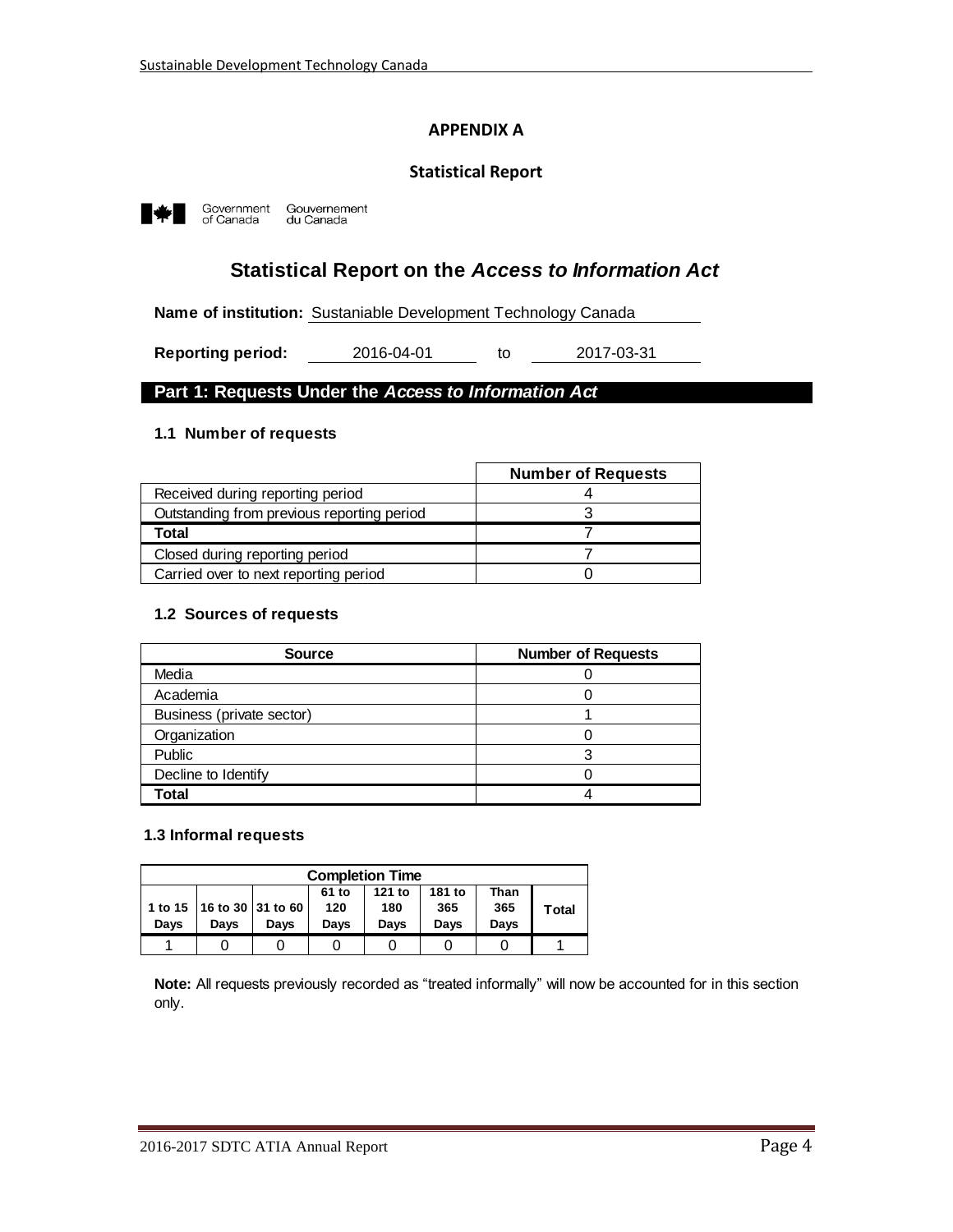## APPENDIX A

### Statistical Report

Government of Canada Gouvernement du Canada

# Statistical Report on the *Access to Information Act*

**Name of institution:** Sustaniable Development Technology Canada

**Reporting period:** 2016-04-01 to 2017-03-31

## Part 1: Requests Under the *Access to Information Act*

### 1.1 Number of requests

| | Number of Requests |
|---|---|
| Received during reporting period | 4 |
| Outstanding from previous reporting period | 3 |
| **Total** | 7 |
| Closed during reporting period | 7 |
| Carried over to next reporting period | 0 |

### 1.2 Sources of requests

| Source | Number of Requests |
|---|---|
| Media | 0 |
| Academia | 0 |
| Business (private sector) | 1 |
| Organization | 0 |
| Public | 3 |
| Decline to Identify | 0 |
| **Total** | 4 |

### 1.3 Informal requests

| Completion Time | | | | | | | |
|---|---|---|---|---|---|---|---|
| 1 to 15 Days | 16 to 30 Days | 31 to 60 Days | 61 to 120 Days | 121 to 180 Days | 181 to 365 Days | Than 365 Days | Total |
| 1 | 0 | 0 | 0 | 0 | 0 | 0 | 1 |

**Note:** All requests previously recorded as "treated informally" will now be accounted for in this section only.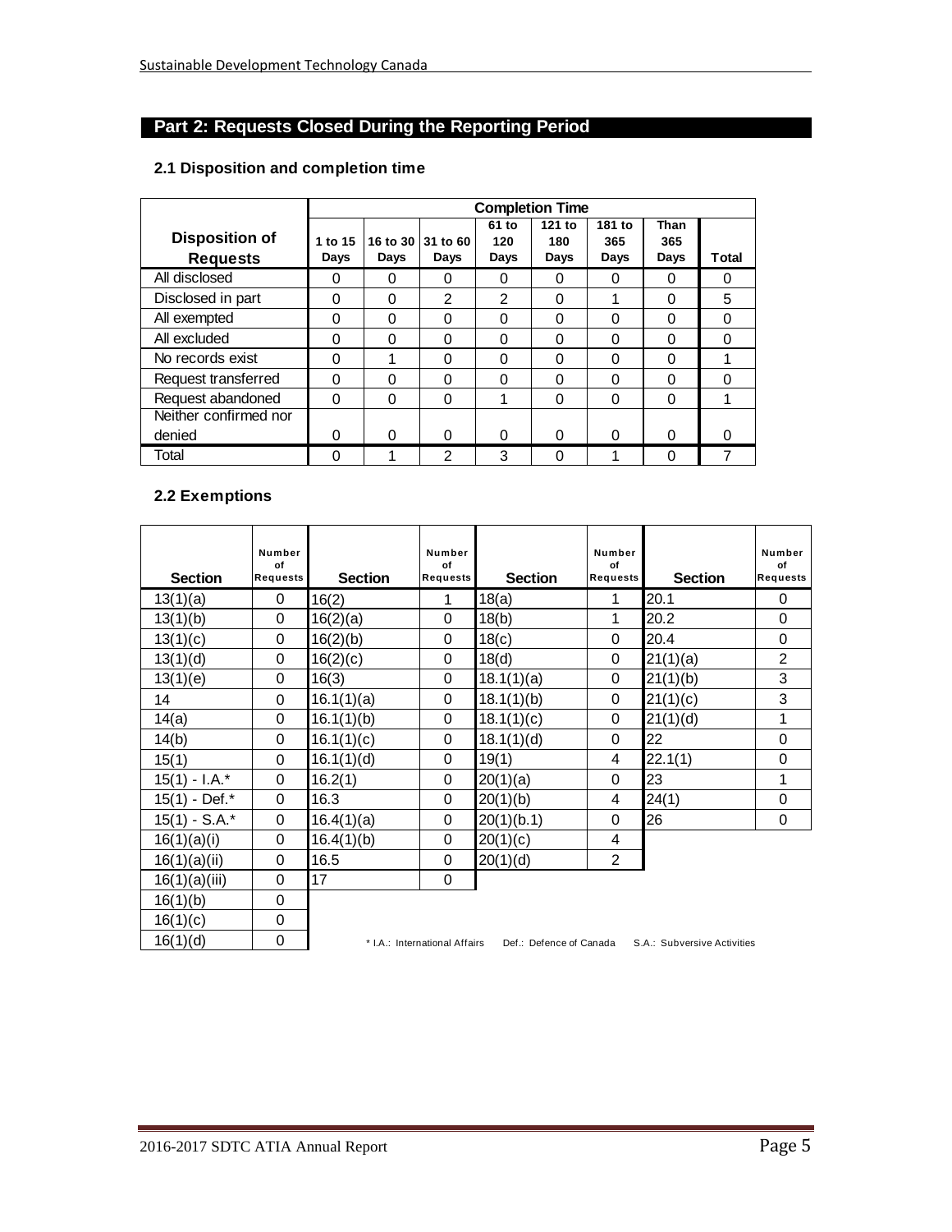## Part 2: Requests Closed During the Reporting Period

### 2.1 Disposition and completion time

| Disposition of Requests | Completion Time | | | | | | | |
|---|---|---|---|---|---|---|---|---|
| | 1 to 15 Days | 16 to 30 Days | 31 to 60 Days | 61 to 120 Days | 121 to 180 Days | 181 to 365 Days | More Than 365 Days | Total |
| All disclosed | 0 | 0 | 0 | 0 | 0 | 0 | 0 | 0 |
| Disclosed in part | 0 | 0 | 2 | 2 | 0 | 1 | 0 | 5 |
| All exempted | 0 | 0 | 0 | 0 | 0 | 0 | 0 | 0 |
| All excluded | 0 | 0 | 0 | 0 | 0 | 0 | 0 | 0 |
| No records exist | 0 | 1 | 0 | 0 | 0 | 0 | 0 | 1 |
| Request transferred | 0 | 0 | 0 | 0 | 0 | 0 | 0 | 0 |
| Request abandoned | 0 | 0 | 0 | 1 | 0 | 0 | 0 | 1 |
| Neither confirmed nor denied | 0 | 0 | 0 | 0 | 0 | 0 | 0 | 0 |
| Total | 0 | 1 | 2 | 3 | 0 | 1 | 0 | 7 |

### 2.2 Exemptions

| Section | Number of Requests | Section | Number of Requests | Section | Number of Requests | Section | Number of Requests |
|---|---|---|---|---|---|---|---|
| 13(1)(a) | 0 | 16(2) | 1 | 18(a) | 1 | 20.1 | 0 |
| 13(1)(b) | 0 | 16(2)(a) | 0 | 18(b) | 1 | 20.2 | 0 |
| 13(1)(c) | 0 | 16(2)(b) | 0 | 18(c) | 0 | 20.4 | 0 |
| 13(1)(d) | 0 | 16(2)(c) | 0 | 18(d) | 0 | 21(1)(a) | 2 |
| 13(1)(e) | 0 | 16(3) | 0 | 18.1(1)(a) | 0 | 21(1)(b) | 3 |
| 14 | 0 | 16.1(1)(a) | 0 | 18.1(1)(b) | 0 | 21(1)(c) | 3 |
| 14(a) | 0 | 16.1(1)(b) | 0 | 18.1(1)(c) | 0 | 21(1)(d) | 1 |
| 14(b) | 0 | 16.1(1)(c) | 0 | 18.1(1)(d) | 0 | 22 | 0 |
| 15(1) | 0 | 16.1(1)(d) | 0 | 19(1) | 4 | 22.1(1) | 0 |
| 15(1) - I.A.* | 0 | 16.2(1) | 0 | 20(1)(a) | 0 | 23 | 1 |
| 15(1) - Def.* | 0 | 16.3 | 0 | 20(1)(b) | 4 | 24(1) | 0 |
| 15(1) - S.A.* | 0 | 16.4(1)(a) | 0 | 20(1)(b.1) | 0 | 26 | 0 |
| 16(1)(a)(i) | 0 | 16.4(1)(b) | 0 | 20(1)(c) | 4 | | |
| 16(1)(a)(ii) | 0 | 16.5 | 0 | 20(1)(d) | 2 | | |
| 16(1)(a)(iii) | 0 | 17 | 0 | | | | |
| 16(1)(b) | 0 | | | | | | |
| 16(1)(c) | 0 | | | | | | |
| 16(1)(d) | 0 | | | | | | |

* I.A.: International Affairs Def.: Defence of Canada S.A.: Subversive Activities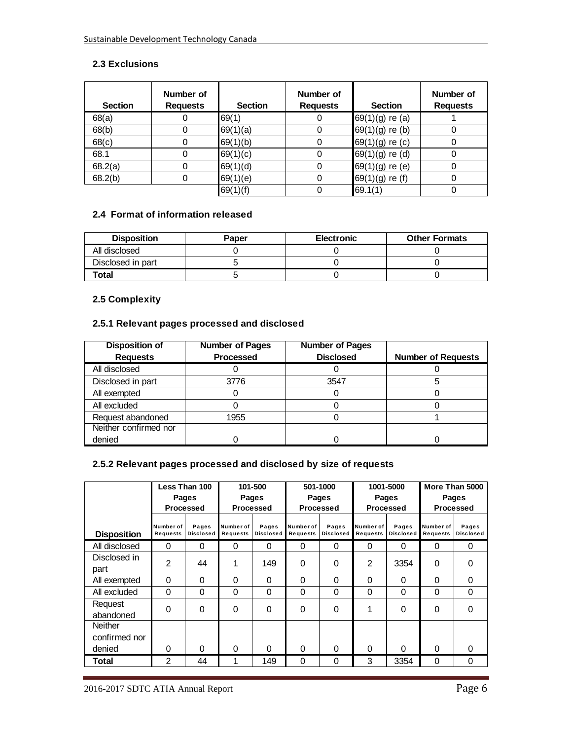### 2.3 Exclusions

| Section | Number of Requests | Section | Number of Requests | Section | Number of Requests |
|---|---|---|---|---|---|
| 68(a) | 0 | 69(1) | 0 | 69(1)(g) re (a) | 1 |
| 68(b) | 0 | 69(1)(a) | 0 | 69(1)(g) re (b) | 0 |
| 68(c) | 0 | 69(1)(b) | 0 | 69(1)(g) re (c) | 0 |
| 68.1 | 0 | 69(1)(c) | 0 | 69(1)(g) re (d) | 0 |
| 68.2(a) | 0 | 69(1)(d) | 0 | 69(1)(g) re (e) | 0 |
| 68.2(b) | 0 | 69(1)(e) | 0 | 69(1)(g) re (f) | 0 |
| | | 69(1)(f) | 0 | 69.1(1) | 0 |

### 2.4 Format of information released

| Disposition | Paper | Electronic | Other Formats |
|---|---|---|---|
| All disclosed | 0 | 0 | 0 |
| Disclosed in part | 5 | 0 | 0 |
| **Total** | 5 | 0 | 0 |

### 2.5 Complexity

### 2.5.1 Relevant pages processed and disclosed

| Disposition of Requests | Number of Pages Processed | Number of Pages Disclosed | Number of Requests |
|---|---|---|---|
| All disclosed | 0 | 0 | 0 |
| Disclosed in part | 3776 | 3547 | 5 |
| All exempted | 0 | 0 | 0 |
| All excluded | 0 | 0 | 0 |
| Request abandoned | 1955 | 0 | 1 |
| Neither confirmed nor denied | 0 | 0 | 0 |

### 2.5.2 Relevant pages processed and disclosed by size of requests

| | Less Than 100 Pages Processed | | 101-500 Pages Processed | | 501-1000 Pages Processed | | 1001-5000 Pages Processed | | More Than 5000 Pages Processed | |
|---|---|---|---|---|---|---|---|---|---|---|
| **Disposition** | Number of Requests | Pages Disclosed | Number of Requests | Pages Disclosed | Number of Requests | Pages Disclosed | Number of Requests | Pages Disclosed | Number of Requests | Pages Disclosed |
| All disclosed | 0 | 0 | 0 | 0 | 0 | 0 | 0 | 0 | 0 | 0 |
| Disclosed in part | 2 | 44 | 1 | 149 | 0 | 0 | 2 | 3354 | 0 | 0 |
| All exempted | 0 | 0 | 0 | 0 | 0 | 0 | 0 | 0 | 0 | 0 |
| All excluded | 0 | 0 | 0 | 0 | 0 | 0 | 0 | 0 | 0 | 0 |
| Request abandoned | 0 | 0 | 0 | 0 | 0 | 0 | 1 | 0 | 0 | 0 |
| Neither confirmed nor denied | 0 | 0 | 0 | 0 | 0 | 0 | 0 | 0 | 0 | 0 |
| **Total** | 2 | 44 | 1 | 149 | 0 | 0 | 3 | 3354 | 0 | 0 |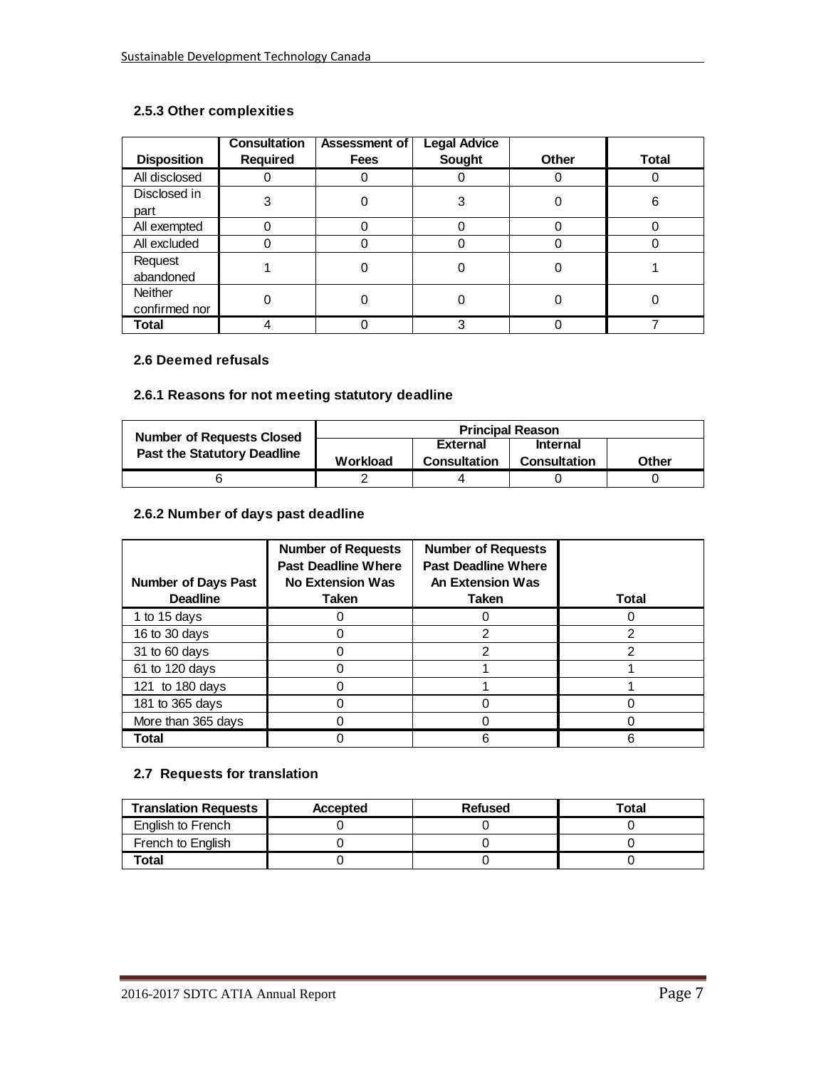### 2.5.3 Other complexities

| Disposition | Consultation Required | Assessment of Fees | Legal Advice Sought | Other | Total |
|---|---|---|---|---|---|
| All disclosed | 0 | 0 | 0 | 0 | 0 |
| Disclosed in part | 3 | 0 | 3 | 0 | 6 |
| All exempted | 0 | 0 | 0 | 0 | 0 |
| All excluded | 0 | 0 | 0 | 0 | 0 |
| Request abandoned | 1 | 0 | 0 | 0 | 1 |
| Neither confirmed nor | 0 | 0 | 0 | 0 | 0 |
| **Total** | 4 | 0 | 3 | 0 | 7 |

### 2.6 Deemed refusals

### 2.6.1 Reasons for not meeting statutory deadline

| Number of Requests Closed Past the Statutory Deadline | Principal Reason | | | |
|---|---|---|---|---|
| | Workload | External Consultation | Internal Consultation | Other |
| 6 | 2 | 4 | 0 | 0 |

### 2.6.2 Number of days past deadline

| Number of Days Past Deadline | Number of Requests Past Deadline Where No Extension Was Taken | Number of Requests Past Deadline Where An Extension Was Taken | Total |
|---|---|---|---|
| 1 to 15 days | 0 | 0 | 0 |
| 16 to 30 days | 0 | 2 | 2 |
| 31 to 60 days | 0 | 2 | 2 |
| 61 to 120 days | 0 | 1 | 1 |
| 121 to 180 days | 0 | 1 | 1 |
| 181 to 365 days | 0 | 0 | 0 |
| More than 365 days | 0 | 0 | 0 |
| **Total** | 0 | 6 | 6 |

### 2.7 Requests for translation

| Translation Requests | Accepted | Refused | Total |
|---|---|---|---|
| English to French | 0 | 0 | 0 |
| French to English | 0 | 0 | 0 |
| **Total** | 0 | 0 | 0 |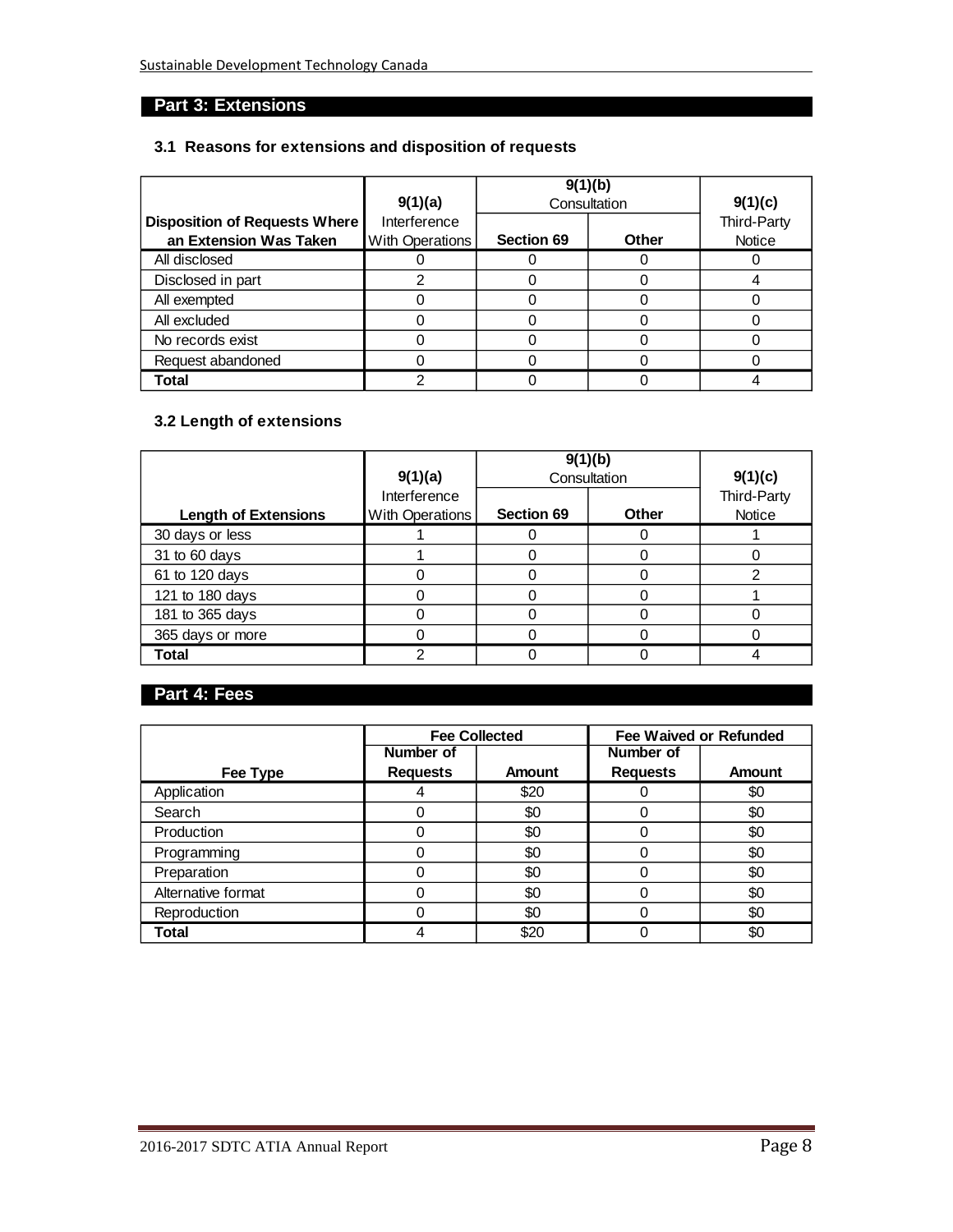## Part 3: Extensions

### 3.1 Reasons for extensions and disposition of requests

| Disposition of Requests Where an Extension Was Taken | 9(1)(a) Interference With Operations | 9(1)(b) Consultation | | 9(1)(c) Third-Party Notice |
|---|---|---|---|---|
| | | Section 69 | Other | |
| All disclosed | 0 | 0 | 0 | 0 |
| Disclosed in part | 2 | 0 | 0 | 4 |
| All exempted | 0 | 0 | 0 | 0 |
| All excluded | 0 | 0 | 0 | 0 |
| No records exist | 0 | 0 | 0 | 0 |
| Request abandoned | 0 | 0 | 0 | 0 |
| **Total** | 2 | 0 | 0 | 4 |

### 3.2 Length of extensions

| Length of Extensions | 9(1)(a) Interference With Operations | 9(1)(b) Consultation | | 9(1)(c) Third-Party Notice |
|---|---|---|---|---|
| | | Section 69 | Other | |
| 30 days or less | 1 | 0 | 0 | 1 |
| 31 to 60 days | 1 | 0 | 0 | 0 |
| 61 to 120 days | 0 | 0 | 0 | 2 |
| 121 to 180 days | 0 | 0 | 0 | 1 |
| 181 to 365 days | 0 | 0 | 0 | 0 |
| 365 days or more | 0 | 0 | 0 | 0 |
| **Total** | 2 | 0 | 0 | 4 |

## Part 4: Fees

| Fee Type | Fee Collected | | Fee Waived or Refunded | |
|---|---|---|---|---|
| | Number of Requests | Amount | Number of Requests | Amount |
| Application | 4 | $20 | 0 | $0 |
| Search | 0 | $0 | 0 | $0 |
| Production | 0 | $0 | 0 | $0 |
| Programming | 0 | $0 | 0 | $0 |
| Preparation | 0 | $0 | 0 | $0 |
| Alternative format | 0 | $0 | 0 | $0 |
| Reproduction | 0 | $0 | 0 | $0 |
| **Total** | 4 | $20 | 0 | $0 |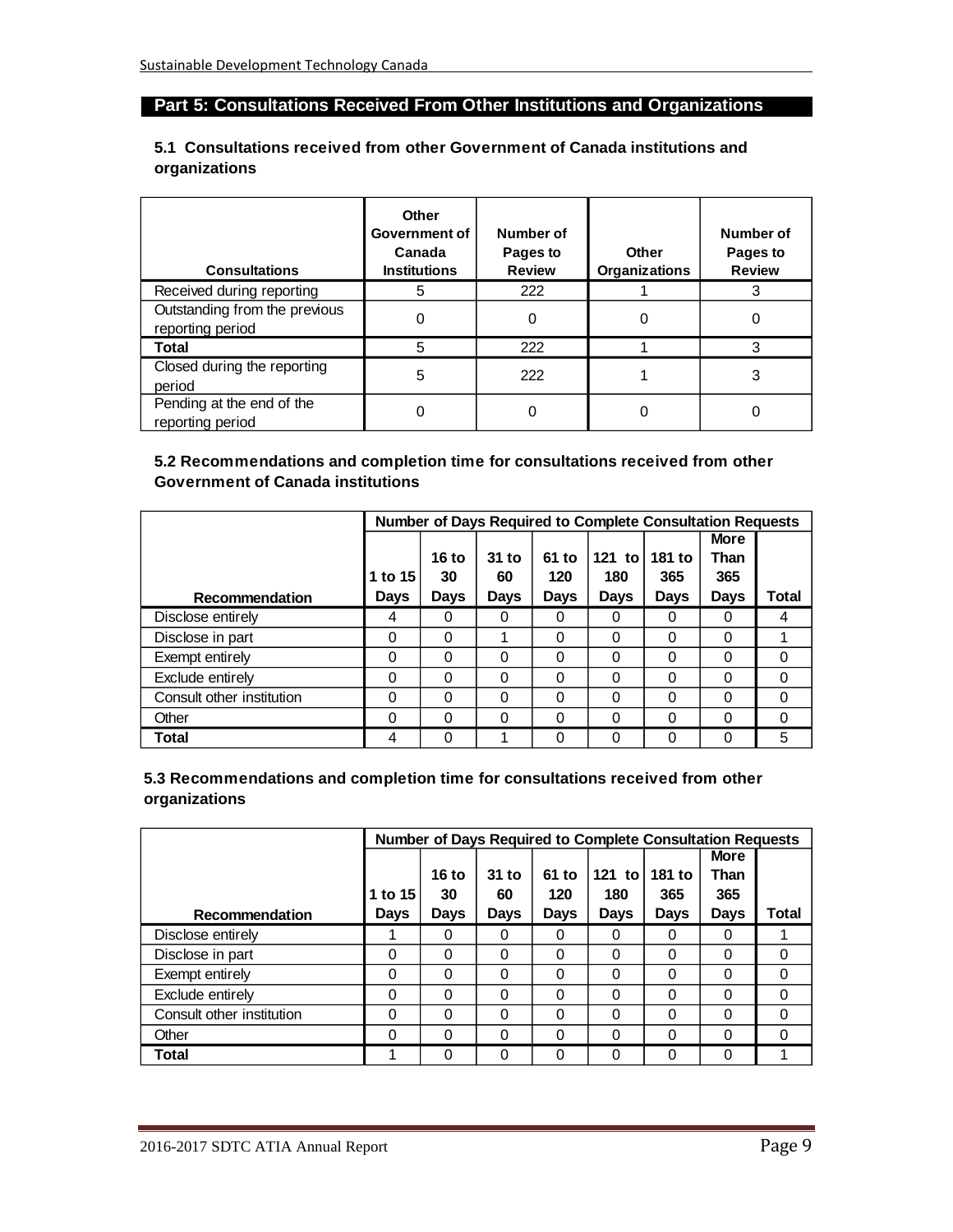## Part 5: Consultations Received From Other Institutions and Organizations

### 5.1 Consultations received from other Government of Canada institutions and organizations

| Consultations | Other Government of Canada Institutions | Number of Pages to Review | Other Organizations | Number of Pages to Review |
|---|---|---|---|---|
| Received during reporting | 5 | 222 | 1 | 3 |
| Outstanding from the previous reporting period | 0 | 0 | 0 | 0 |
| **Total** | 5 | 222 | 1 | 3 |
| Closed during the reporting period | 5 | 222 | 1 | 3 |
| Pending at the end of the reporting period | 0 | 0 | 0 | 0 |

### 5.2 Recommendations and completion time for consultations received from other Government of Canada institutions

| | Number of Days Required to Complete Consultation Requests | | | | | | | |
|---|---|---|---|---|---|---|---|---|
| Recommendation | 1 to 15 Days | 16 to 30 Days | 31 to 60 Days | 61 to 120 Days | 121 to 180 Days | 181 to 365 Days | More Than 365 Days | Total |
| Disclose entirely | 4 | 0 | 0 | 0 | 0 | 0 | 0 | 4 |
| Disclose in part | 0 | 0 | 1 | 0 | 0 | 0 | 0 | 1 |
| Exempt entirely | 0 | 0 | 0 | 0 | 0 | 0 | 0 | 0 |
| Exclude entirely | 0 | 0 | 0 | 0 | 0 | 0 | 0 | 0 |
| Consult other institution | 0 | 0 | 0 | 0 | 0 | 0 | 0 | 0 |
| Other | 0 | 0 | 0 | 0 | 0 | 0 | 0 | 0 |
| **Total** | 4 | 0 | 1 | 0 | 0 | 0 | 0 | 5 |

### 5.3 Recommendations and completion time for consultations received from other organizations

| | Number of Days Required to Complete Consultation Requests | | | | | | | |
|---|---|---|---|---|---|---|---|---|
| Recommendation | 1 to 15 Days | 16 to 30 Days | 31 to 60 Days | 61 to 120 Days | 121 to 180 Days | 181 to 365 Days | More Than 365 Days | Total |
| Disclose entirely | 1 | 0 | 0 | 0 | 0 | 0 | 0 | 1 |
| Disclose in part | 0 | 0 | 0 | 0 | 0 | 0 | 0 | 0 |
| Exempt entirely | 0 | 0 | 0 | 0 | 0 | 0 | 0 | 0 |
| Exclude entirely | 0 | 0 | 0 | 0 | 0 | 0 | 0 | 0 |
| Consult other institution | 0 | 0 | 0 | 0 | 0 | 0 | 0 | 0 |
| Other | 0 | 0 | 0 | 0 | 0 | 0 | 0 | 0 |
| **Total** | 1 | 0 | 0 | 0 | 0 | 0 | 0 | 1 |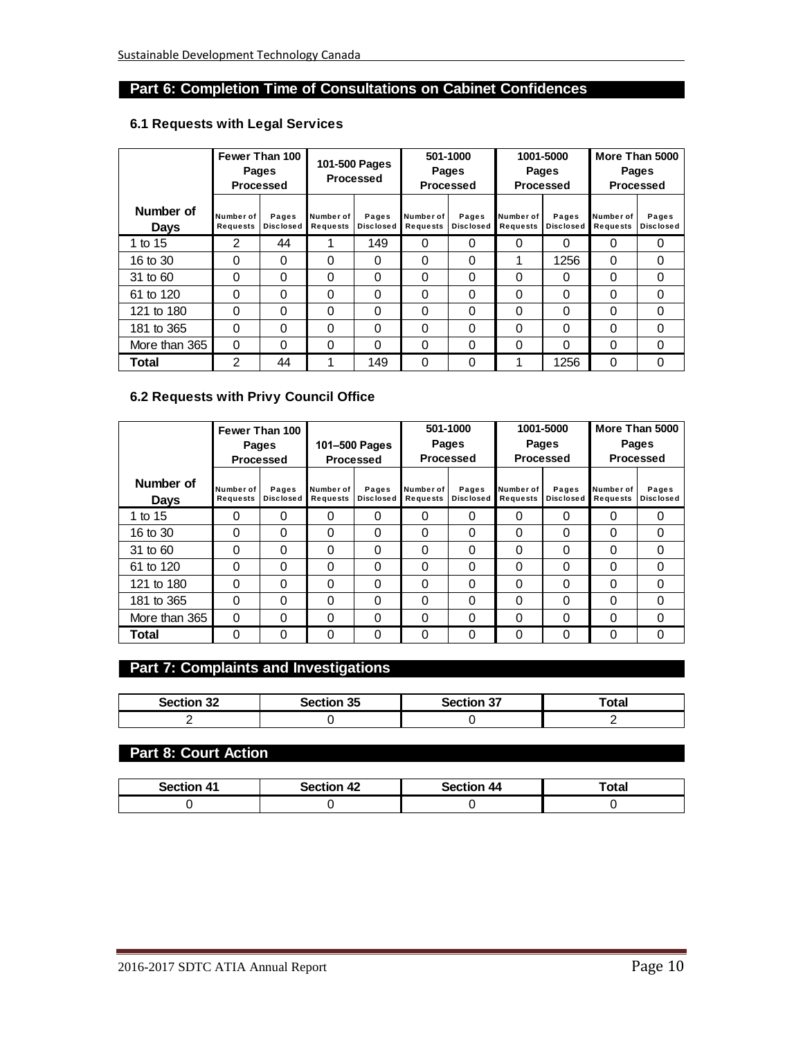## Part 6: Completion Time of Consultations on Cabinet Confidences

### 6.1 Requests with Legal Services

| Number of Days | Fewer Than 100 Pages Processed | | 101-500 Pages Processed | | 501-1000 Pages Processed | | 1001-5000 Pages Processed | | More Than 5000 Pages Processed | |
|---|---|---|---|---|---|---|---|---|---|---|
| | Number of Requests | Pages Disclosed | Number of Requests | Pages Disclosed | Number of Requests | Pages Disclosed | Number of Requests | Pages Disclosed | Number of Requests | Pages Disclosed |
| 1 to 15 | 2 | 44 | 1 | 149 | 0 | 0 | 0 | 0 | 0 | 0 |
| 16 to 30 | 0 | 0 | 0 | 0 | 0 | 0 | 1 | 1256 | 0 | 0 |
| 31 to 60 | 0 | 0 | 0 | 0 | 0 | 0 | 0 | 0 | 0 | 0 |
| 61 to 120 | 0 | 0 | 0 | 0 | 0 | 0 | 0 | 0 | 0 | 0 |
| 121 to 180 | 0 | 0 | 0 | 0 | 0 | 0 | 0 | 0 | 0 | 0 |
| 181 to 365 | 0 | 0 | 0 | 0 | 0 | 0 | 0 | 0 | 0 | 0 |
| More than 365 | 0 | 0 | 0 | 0 | 0 | 0 | 0 | 0 | 0 | 0 |
| **Total** | 2 | 44 | 1 | 149 | 0 | 0 | 1 | 1256 | 0 | 0 |

### 6.2 Requests with Privy Council Office

| Number of Days | Fewer Than 100 Pages Processed | | 101–500 Pages Processed | | 501-1000 Pages Processed | | 1001-5000 Pages Processed | | More Than 5000 Pages Processed | |
|---|---|---|---|---|---|---|---|---|---|---|
| | Number of Requests | Pages Disclosed | Number of Requests | Pages Disclosed | Number of Requests | Pages Disclosed | Number of Requests | Pages Disclosed | Number of Requests | Pages Disclosed |
| 1 to 15 | 0 | 0 | 0 | 0 | 0 | 0 | 0 | 0 | 0 | 0 |
| 16 to 30 | 0 | 0 | 0 | 0 | 0 | 0 | 0 | 0 | 0 | 0 |
| 31 to 60 | 0 | 0 | 0 | 0 | 0 | 0 | 0 | 0 | 0 | 0 |
| 61 to 120 | 0 | 0 | 0 | 0 | 0 | 0 | 0 | 0 | 0 | 0 |
| 121 to 180 | 0 | 0 | 0 | 0 | 0 | 0 | 0 | 0 | 0 | 0 |
| 181 to 365 | 0 | 0 | 0 | 0 | 0 | 0 | 0 | 0 | 0 | 0 |
| More than 365 | 0 | 0 | 0 | 0 | 0 | 0 | 0 | 0 | 0 | 0 |
| **Total** | 0 | 0 | 0 | 0 | 0 | 0 | 0 | 0 | 0 | 0 |

## Part 7: Complaints and Investigations

| Section 32 | Section 35 | Section 37 | Total |
|---|---|---|---|
| 2 | 0 | 0 | 2 |

## Part 8: Court Action

| Section 41 | Section 42 | Section 44 | Total |
|---|---|---|---|
| 0 | 0 | 0 | 0 |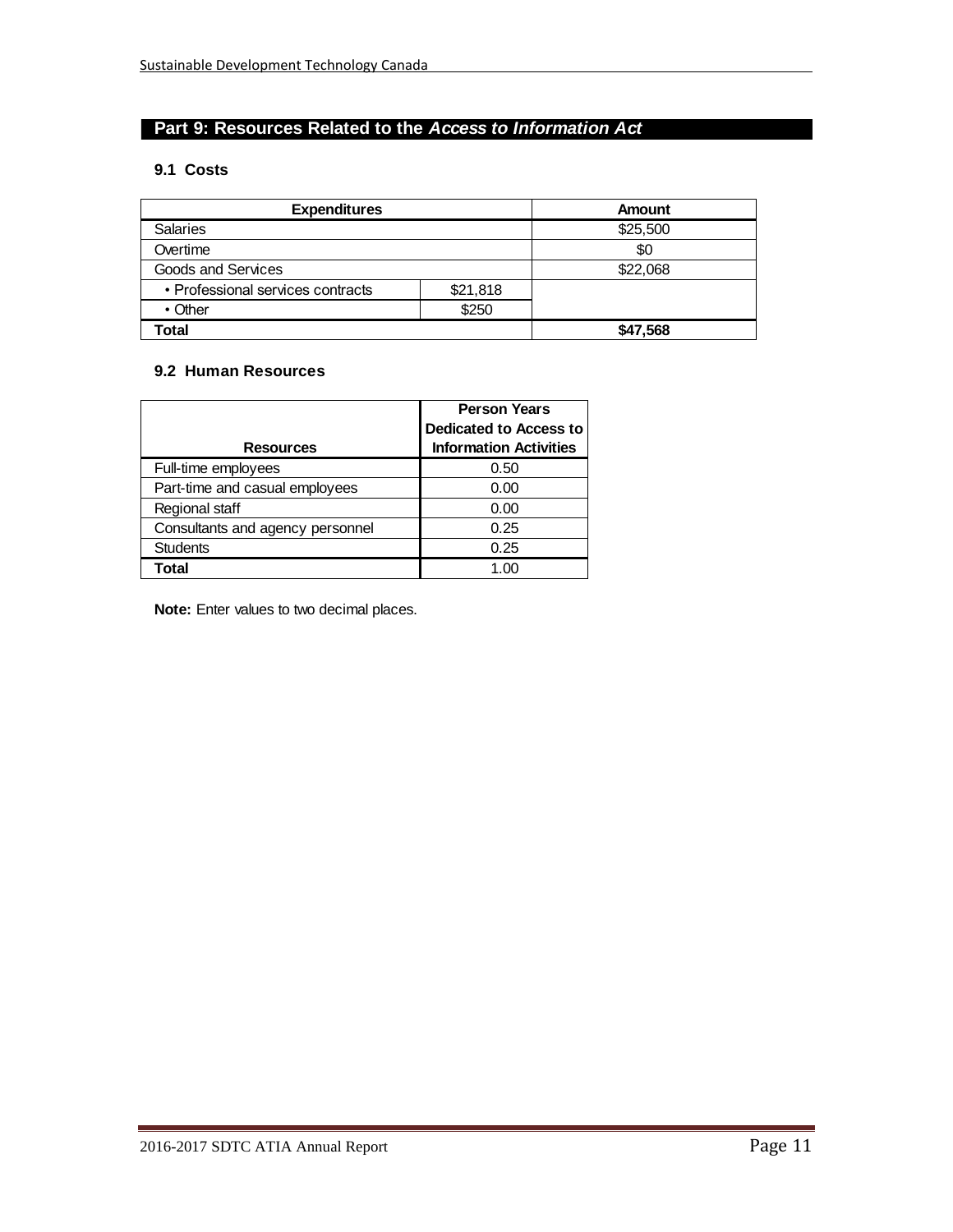## Part 9: Resources Related to the *Access to Information Act*

### 9.1 Costs

| Expenditures | | Amount |
|---|---|---|
| Salaries | | $25,500 |
| Overtime | | $0 |
| Goods and Services | | $22,068 |
| • Professional services contracts | $21,818 | |
| • Other | $250 | |
| **Total** | | **$47,568** |

### 9.2 Human Resources

| Resources | Person Years Dedicated to Access to Information Activities |
|---|---|
| Full-time employees | 0.50 |
| Part-time and casual employees | 0.00 |
| Regional staff | 0.00 |
| Consultants and agency personnel | 0.25 |
| Students | 0.25 |
| **Total** | 1.00 |

**Note:** Enter values to two decimal places.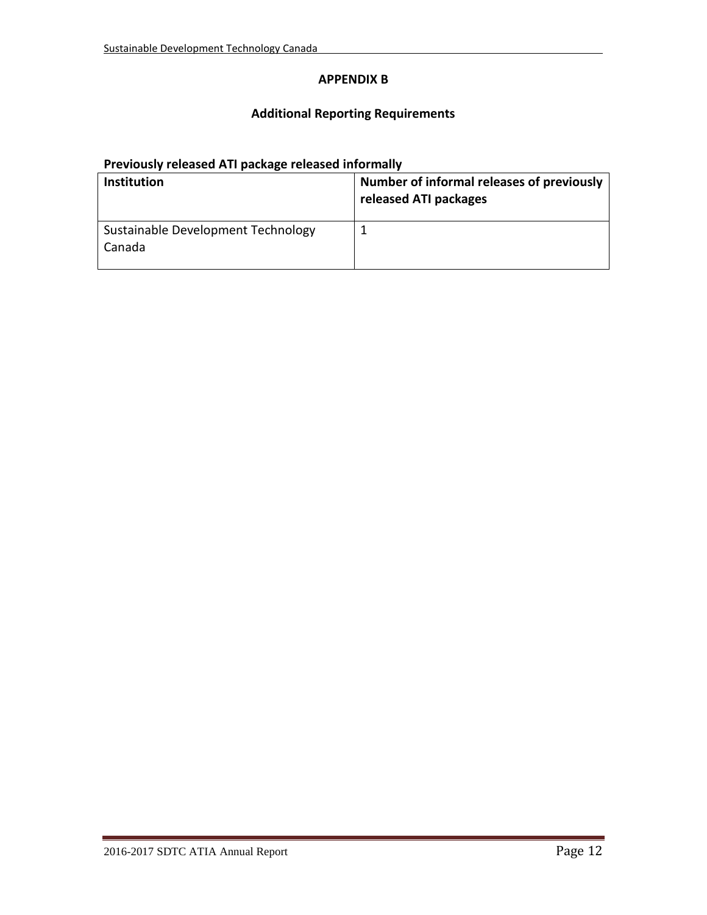## APPENDIX B

### Additional Reporting Requirements

**Previously released ATI package released informally**

| Institution | Number of informal releases of previously released ATI packages |
|---|---|
| Sustainable Development Technology Canada | 1 |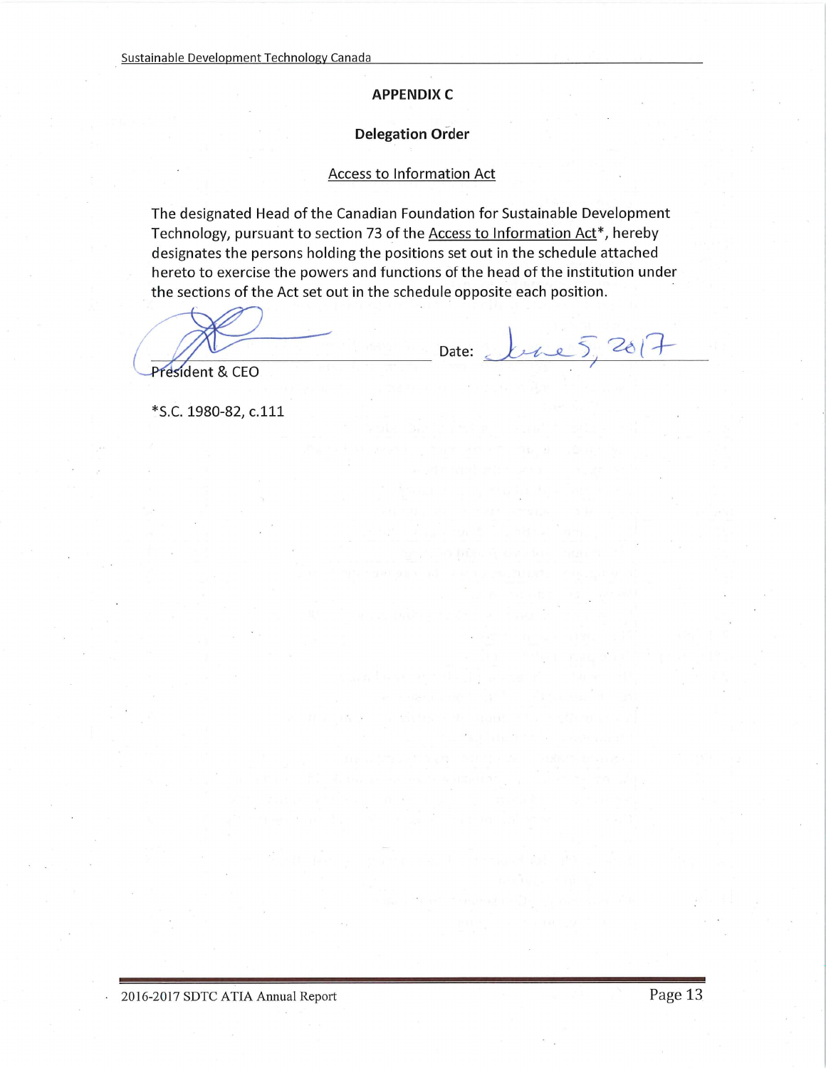## APPENDIX C

### Delegation Order

Access to Information Act

The designated Head of the Canadian Foundation for Sustainable Development Technology, pursuant to section 73 of the Access to Information Act*, hereby designates the persons holding the positions set out in the schedule attached hereto to exercise the powers and functions of the head of the institution under the sections of the Act set out in the schedule opposite each position.

President & CEO

Date: June 5, 2017

*S.C. 1980-82, c.111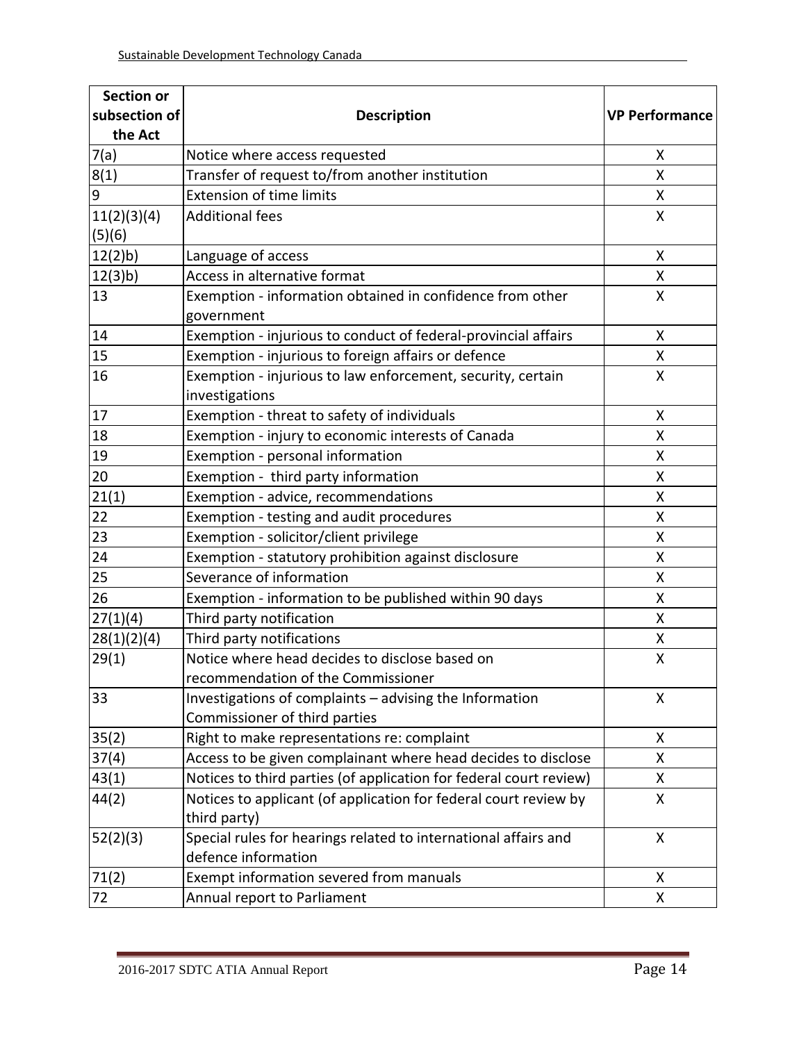| Section or subsection of the Act | Description | VP Performance |
|---|---|---|
| 7(a) | Notice where access requested | X |
| 8(1) | Transfer of request to/from another institution | X |
| 9 | Extension of time limits | X |
| 11(2)(3)(4)(5)(6) | Additional fees | X |
| 12(2)b) | Language of access | X |
| 12(3)b) | Access in alternative format | X |
| 13 | Exemption - information obtained in confidence from other government | X |
| 14 | Exemption - injurious to conduct of federal-provincial affairs | X |
| 15 | Exemption - injurious to foreign affairs or defence | X |
| 16 | Exemption - injurious to law enforcement, security, certain investigations | X |
| 17 | Exemption - threat to safety of individuals | X |
| 18 | Exemption - injury to economic interests of Canada | X |
| 19 | Exemption - personal information | X |
| 20 | Exemption - third party information | X |
| 21(1) | Exemption - advice, recommendations | X |
| 22 | Exemption - testing and audit procedures | X |
| 23 | Exemption - solicitor/client privilege | X |
| 24 | Exemption - statutory prohibition against disclosure | X |
| 25 | Severance of information | X |
| 26 | Exemption - information to be published within 90 days | X |
| 27(1)(4) | Third party notification | X |
| 28(1)(2)(4) | Third party notifications | X |
| 29(1) | Notice where head decides to disclose based on recommendation of the Commissioner | X |
| 33 | Investigations of complaints – advising the Information Commissioner of third parties | X |
| 35(2) | Right to make representations re: complaint | X |
| 37(4) | Access to be given complainant where head decides to disclose | X |
| 43(1) | Notices to third parties (of application for federal court review) | X |
| 44(2) | Notices to applicant (of application for federal court review by third party) | X |
| 52(2)(3) | Special rules for hearings related to international affairs and defence information | X |
| 71(2) | Exempt information severed from manuals | X |
| 72 | Annual report to Parliament | X |